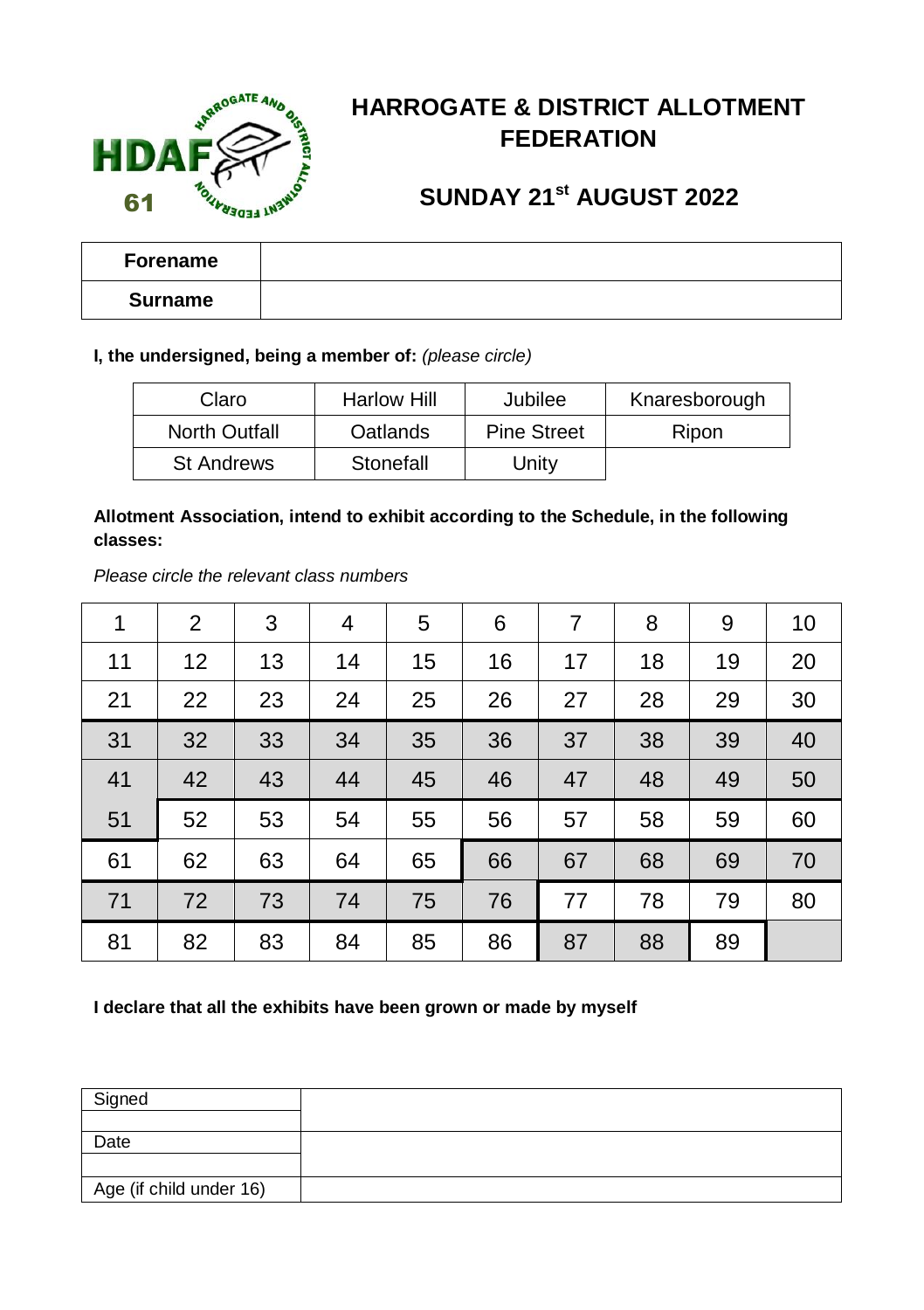# HARROGATE & DISTRICT ALLOTMENT FEDERATION

## SUNDAY 21st AUGUST 2022

| Forename | |
|---|---|
| **Surname** | |

**I, the undersigned, being a member of:** *(please circle)*

| Claro | Harlow Hill | Jubilee | Knaresborough |
|---|---|---|---|
| North Outfall | Oatlands | Pine Street | Ripon |
| St Andrews | Stonefall | Unity | |

**Allotment Association, intend to exhibit according to the Schedule, in the following classes:**

*Please circle the relevant class numbers*

| 1 | 2 | 3 | 4 | 5 | 6 | 7 | 8 | 9 | 10 |
|---|---|---|---|---|---|---|---|---|---|
| 11 | 12 | 13 | 14 | 15 | 16 | 17 | 18 | 19 | 20 |
| 21 | 22 | 23 | 24 | 25 | 26 | 27 | 28 | 29 | 30 |
| 31 | 32 | 33 | 34 | 35 | 36 | 37 | 38 | 39 | 40 |
| 41 | 42 | 43 | 44 | 45 | 46 | 47 | 48 | 49 | 50 |
| 51 | 52 | 53 | 54 | 55 | 56 | 57 | 58 | 59 | 60 |
| 61 | 62 | 63 | 64 | 65 | 66 | 67 | 68 | 69 | 70 |
| 71 | 72 | 73 | 74 | 75 | 76 | 77 | 78 | 79 | 80 |
| 81 | 82 | 83 | 84 | 85 | 86 | 87 | 88 | 89 | |

**I declare that all the exhibits have been grown or made by myself**

| Signed | |
|---|---|
| Date | |
| Age (if child under 16) | |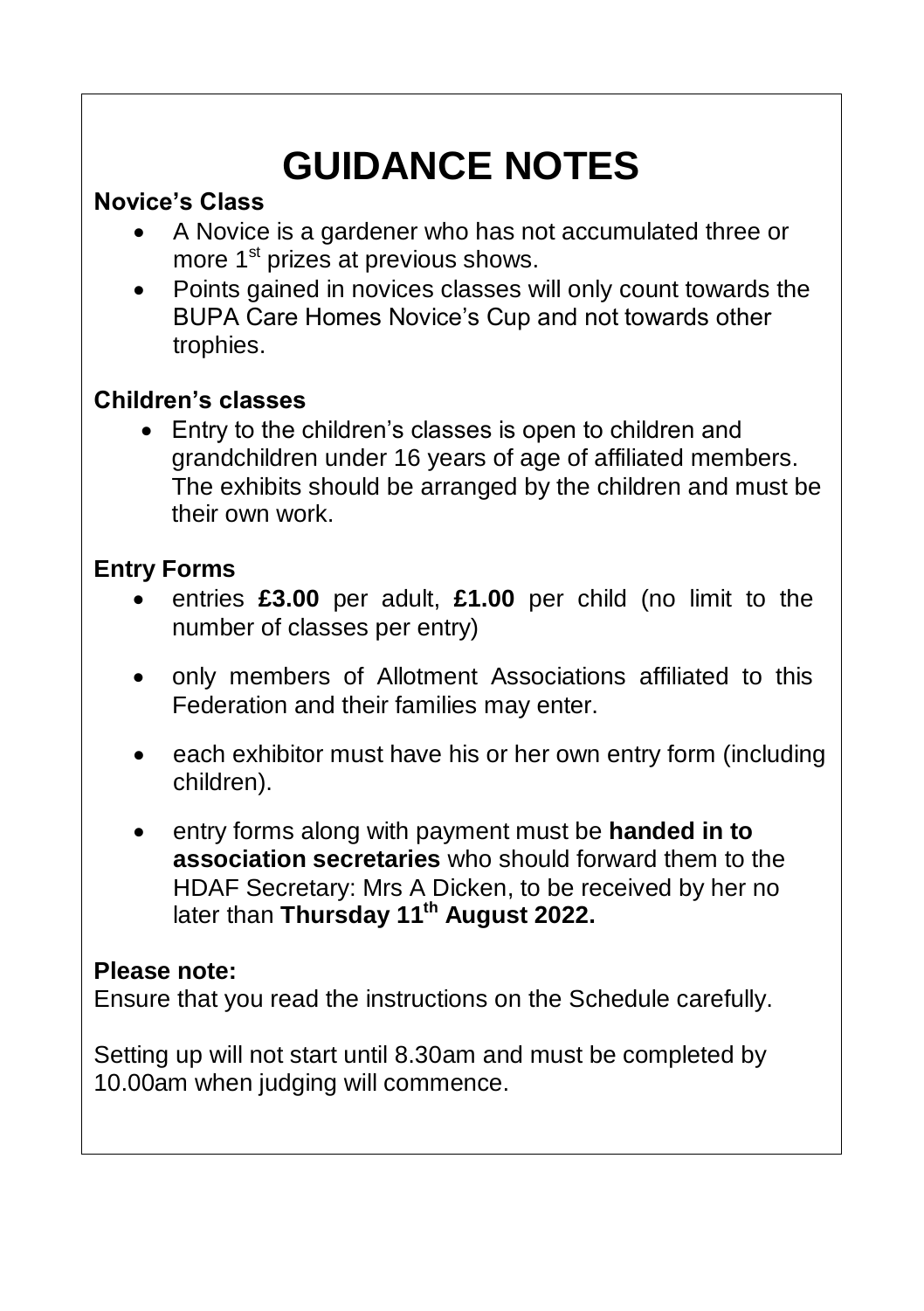# GUIDANCE NOTES

**Novice's Class**

- A Novice is a gardener who has not accumulated three or more 1st prizes at previous shows.
- Points gained in novices classes will only count towards the BUPA Care Homes Novice's Cup and not towards other trophies.

**Children's classes**

- Entry to the children's classes is open to children and grandchildren under 16 years of age of affiliated members. The exhibits should be arranged by the children and must be their own work.

**Entry Forms**

- entries **£3.00** per adult, **£1.00** per child (no limit to the number of classes per entry)
- only members of Allotment Associations affiliated to this Federation and their families may enter.
- each exhibitor must have his or her own entry form (including children).
- entry forms along with payment must be **handed in to association secretaries** who should forward them to the HDAF Secretary: Mrs A Dicken, to be received by her no later than **Thursday 11th August 2022.**

**Please note:**

Ensure that you read the instructions on the Schedule carefully.

Setting up will not start until 8.30am and must be completed by 10.00am when judging will commence.